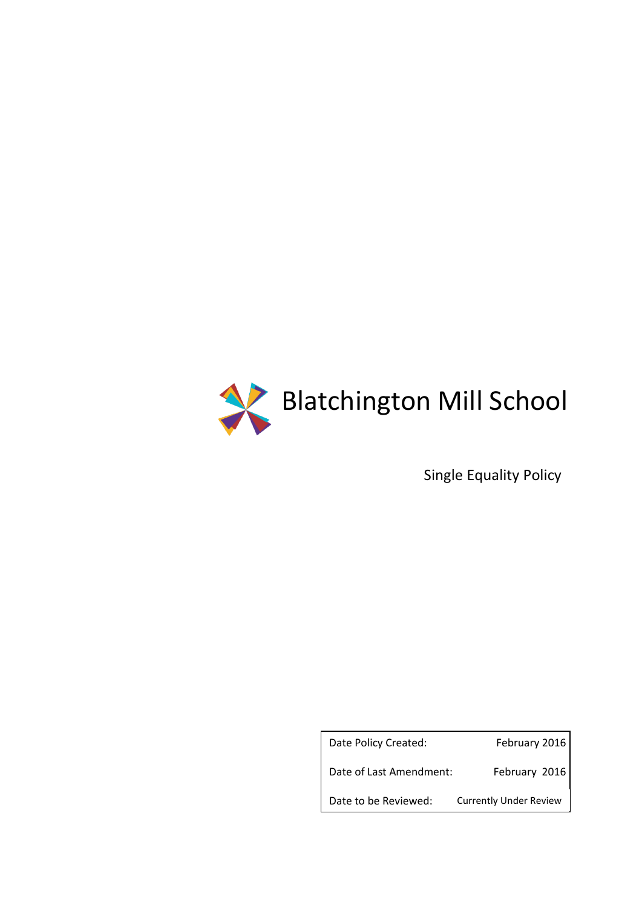# Blatchington Mill School

## Single Equality Policy

| Date Policy Created: | February 2016 |
| --- | --- |
| Date of Last Amendment: | February 2016 |
| Date to be Reviewed: | Currently Under Review |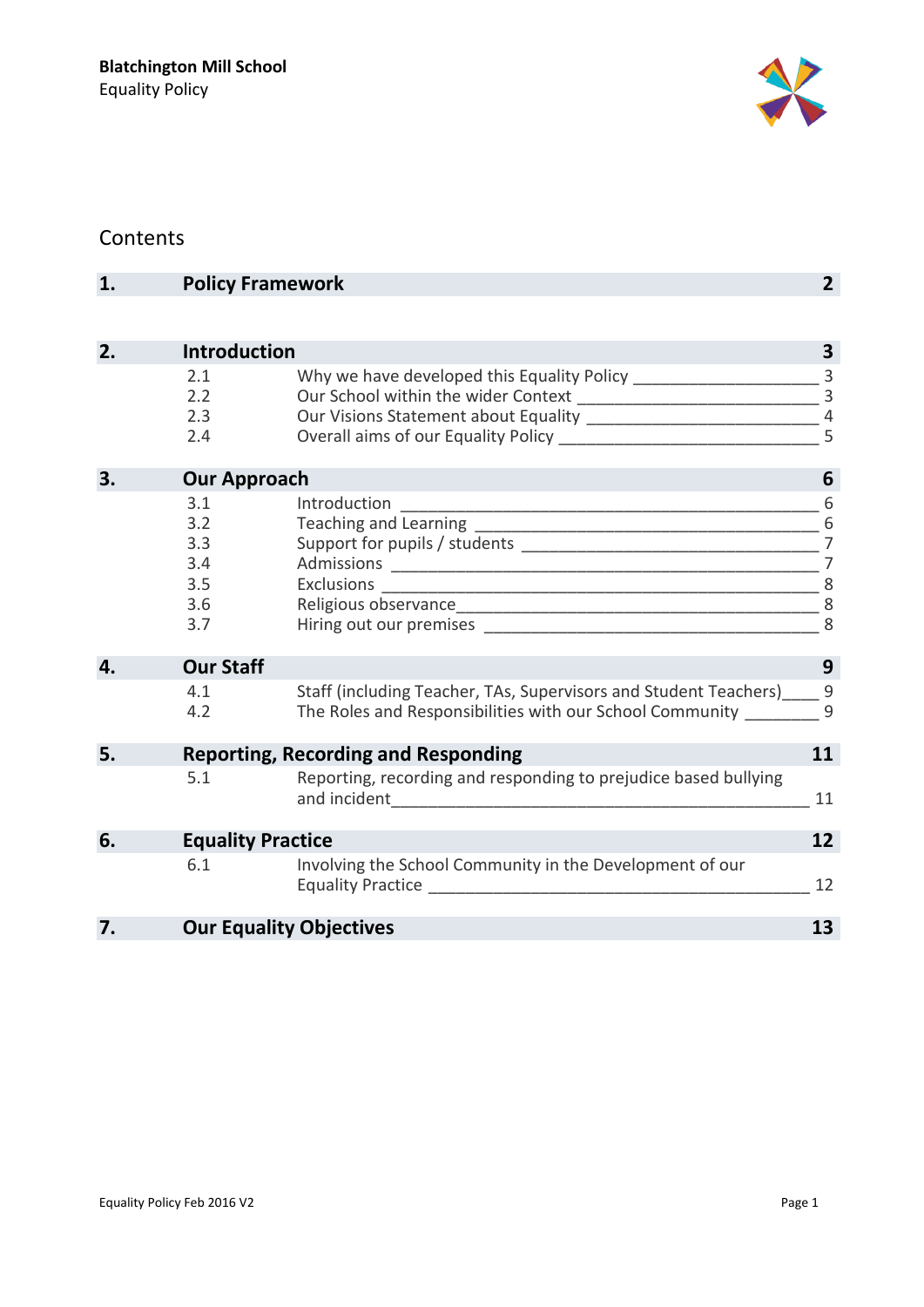**Blatchington Mill School**
Equality Policy

# Contents

| | | | |
|---|---|---|---|
| **1.** | **Policy Framework** | | **2** |
| **2.** | **Introduction** | | **3** |
| | 2.1 | Why we have developed this Equality Policy | 3 |
| | 2.2 | Our School within the wider Context | 3 |
| | 2.3 | Our Visions Statement about Equality | 4 |
| | 2.4 | Overall aims of our Equality Policy | 5 |
| **3.** | **Our Approach** | | **6** |
| | 3.1 | Introduction | 6 |
| | 3.2 | Teaching and Learning | 6 |
| | 3.3 | Support for pupils / students | 7 |
| | 3.4 | Admissions | 7 |
| | 3.5 | Exclusions | 8 |
| | 3.6 | Religious observance | 8 |
| | 3.7 | Hiring out our premises | 8 |
| **4.** | **Our Staff** | | **9** |
| | 4.1 | Staff (including Teacher, TAs, Supervisors and Student Teachers) | 9 |
| | 4.2 | The Roles and Responsibilities with our School Community | 9 |
| **5.** | **Reporting, Recording and Responding** | | **11** |
| | 5.1 | Reporting, recording and responding to prejudice based bullying and incident | 11 |
| **6.** | **Equality Practice** | | **12** |
| | 6.1 | Involving the School Community in the Development of our Equality Practice | 12 |
| **7.** | **Our Equality Objectives** | | **13** |

Equality Policy Feb 2016 V2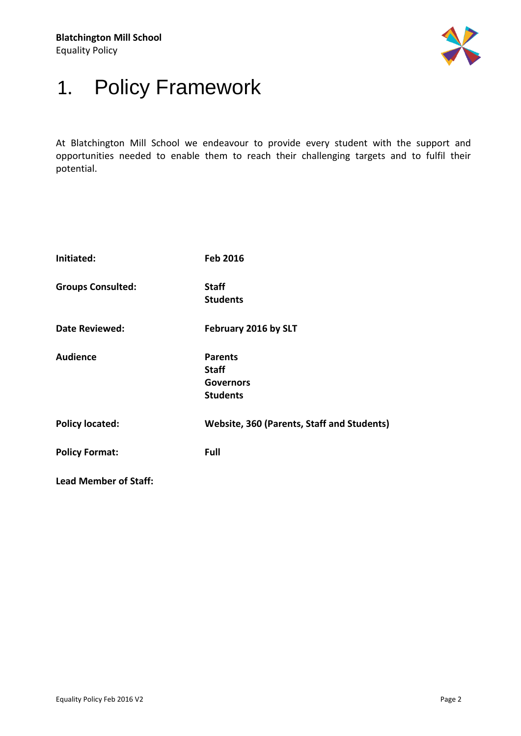# 1. Policy Framework

At Blatchington Mill School we endeavour to provide every student with the support and opportunities needed to enable them to reach their challenging targets and to fulfil their potential.

| | |
|---|---|
| **Initiated:** | **Feb 2016** |
| **Groups Consulted:** | **Staff**<br>**Students** |
| **Date Reviewed:** | **February 2016 by SLT** |
| **Audience** | **Parents**<br>**Staff**<br>**Governors**<br>**Students** |
| **Policy located:** | **Website, 360 (Parents, Staff and Students)** |
| **Policy Format:** | **Full** |
| **Lead Member of Staff:** | |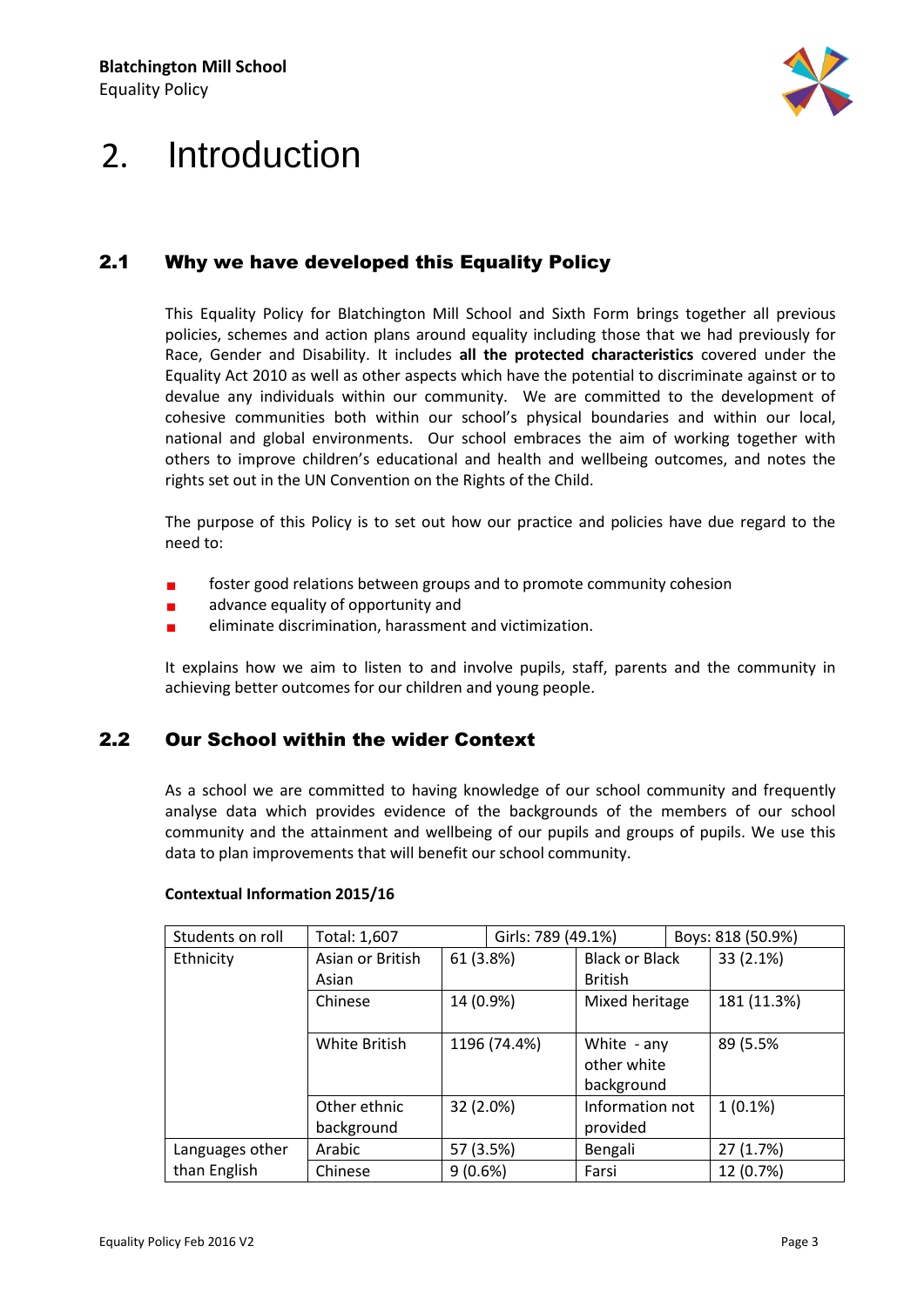# 2. Introduction

## 2.1 Why we have developed this Equality Policy

This Equality Policy for Blatchington Mill School and Sixth Form brings together all previous policies, schemes and action plans around equality including those that we had previously for Race, Gender and Disability. It includes **all the protected characteristics** covered under the Equality Act 2010 as well as other aspects which have the potential to discriminate against or to devalue any individuals within our community. We are committed to the development of cohesive communities both within our school's physical boundaries and within our local, national and global environments. Our school embraces the aim of working together with others to improve children's educational and health and wellbeing outcomes, and notes the rights set out in the UN Convention on the Rights of the Child.

The purpose of this Policy is to set out how our practice and policies have due regard to the need to:

- foster good relations between groups and to promote community cohesion
- advance equality of opportunity and
- eliminate discrimination, harassment and victimization.

It explains how we aim to listen to and involve pupils, staff, parents and the community in achieving better outcomes for our children and young people.

## 2.2 Our School within the wider Context

As a school we are committed to having knowledge of our school community and frequently analyse data which provides evidence of the backgrounds of the members of our school community and the attainment and wellbeing of our pupils and groups of pupils. We use this data to plan improvements that will benefit our school community.

**Contextual Information 2015/16**

| Students on roll | Total: 1,607 | | Girls: 789 (49.1%) | Boys: 818 (50.9%) |
|---|---|---|---|---|
| Ethnicity | Asian or British Asian | 61 (3.8%) | Black or Black British | 33 (2.1%) |
| | Chinese | 14 (0.9%) | Mixed heritage | 181 (11.3%) |
| | White British | 1196 (74.4%) | White - any other white background | 89 (5.5% |
| | Other ethnic background | 32 (2.0%) | Information not provided | 1 (0.1%) |
| Languages other than English | Arabic | 57 (3.5%) | Bengali | 27 (1.7%) |
| | Chinese | 9 (0.6%) | Farsi | 12 (0.7%) |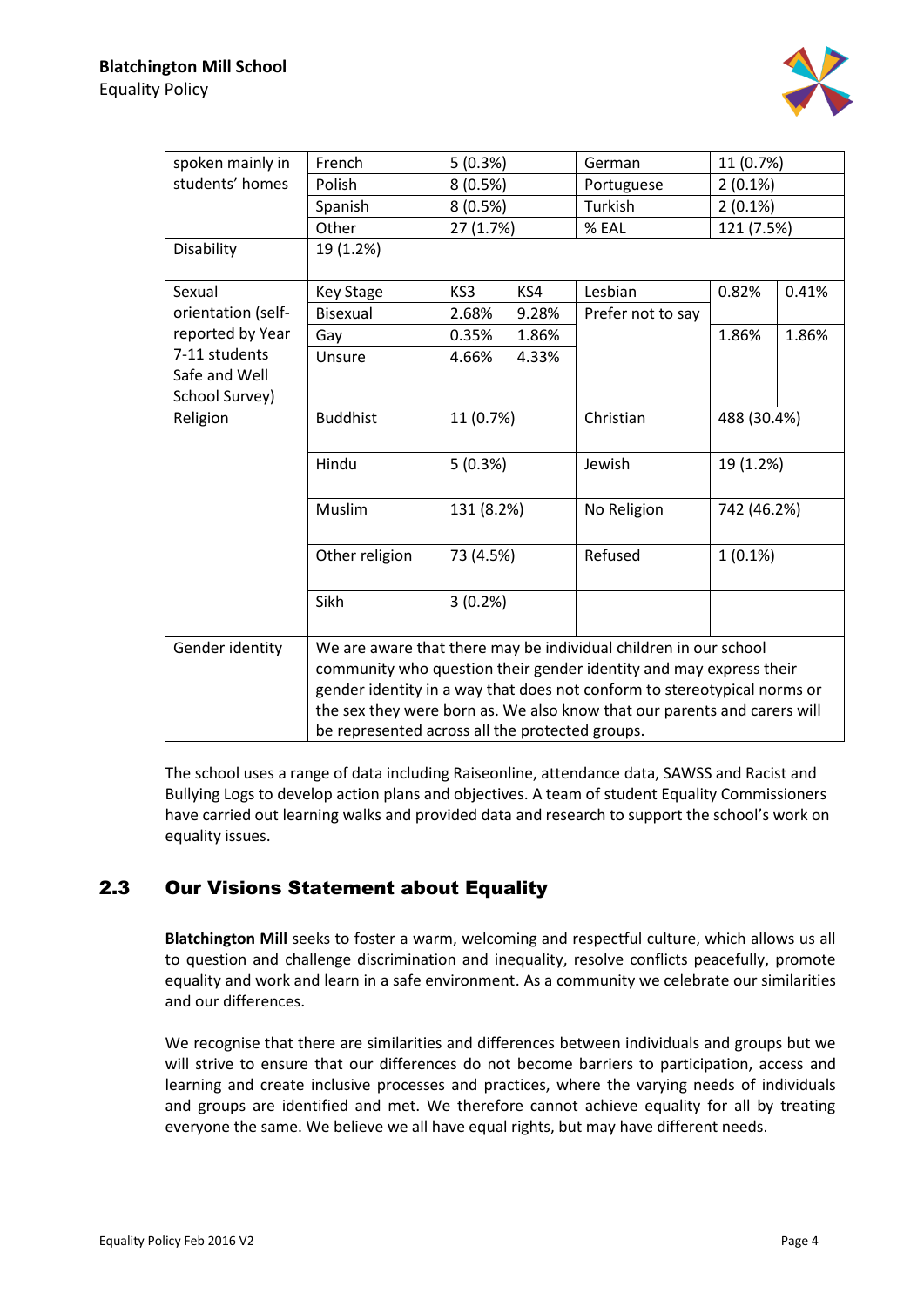| spoken mainly in students' homes | French | 5 (0.3%) | | German | 11 (0.7%) | |
|---|---|---|---|---|---|---|
| | Polish | 8 (0.5%) | | Portuguese | 2 (0.1%) | |
| | Spanish | 8 (0.5%) | | Turkish | 2 (0.1%) | |
| | Other | 27 (1.7%) | | % EAL | 121 (7.5%) | |
| Disability | 19 (1.2%) | | | | | |
| Sexual orientation (self-reported by Year 7-11 students Safe and Well School Survey) | Key Stage | KS3 | KS4 | Lesbian | 0.82% | 0.41% |
| | Bisexual | 2.68% | 9.28% | Prefer not to say | | |
| | Gay | 0.35% | 1.86% | | 1.86% | 1.86% |
| | Unsure | 4.66% | 4.33% | | | |
| Religion | Buddhist | 11 (0.7%) | | Christian | 488 (30.4%) | |
| | Hindu | 5 (0.3%) | | Jewish | 19 (1.2%) | |
| | Muslim | 131 (8.2%) | | No Religion | 742 (46.2%) | |
| | Other religion | 73 (4.5%) | | Refused | 1 (0.1%) | |
| | Sikh | 3 (0.2%) | | | | |
| Gender identity | We are aware that there may be individual children in our school community who question their gender identity and may express their gender identity in a way that does not conform to stereotypical norms or the sex they were born as. We also know that our parents and carers will be represented across all the protected groups. | | | | | |

The school uses a range of data including Raiseonline, attendance data, SAWSS and Racist and Bullying Logs to develop action plans and objectives. A team of student Equality Commissioners have carried out learning walks and provided data and research to support the school's work on equality issues.

## 2.3 Our Visions Statement about Equality

**Blatchington Mill** seeks to foster a warm, welcoming and respectful culture, which allows us all to question and challenge discrimination and inequality, resolve conflicts peacefully, promote equality and work and learn in a safe environment. As a community we celebrate our similarities and our differences.

We recognise that there are similarities and differences between individuals and groups but we will strive to ensure that our differences do not become barriers to participation, access and learning and create inclusive processes and practices, where the varying needs of individuals and groups are identified and met. We therefore cannot achieve equality for all by treating everyone the same. We believe we all have equal rights, but may have different needs.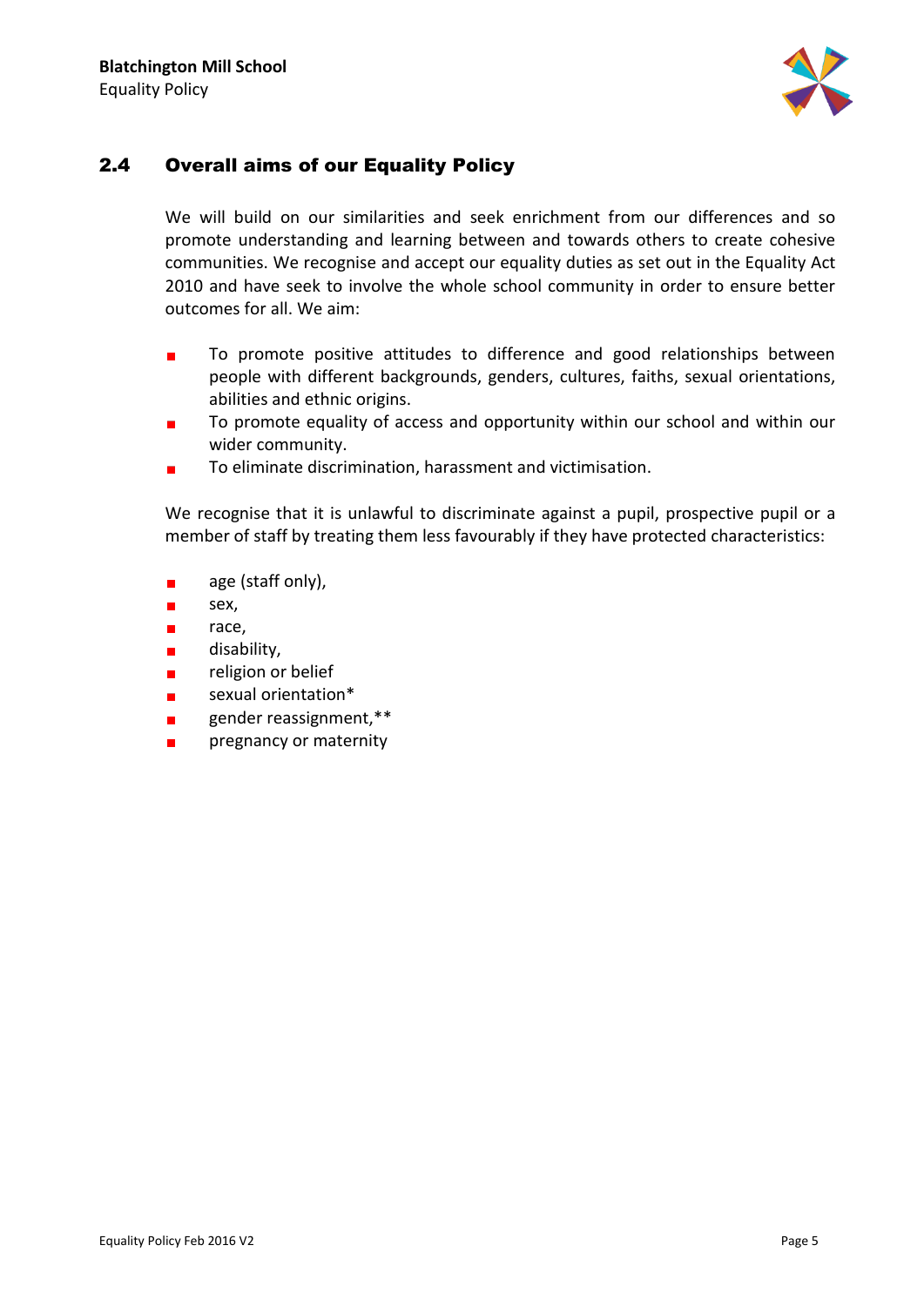## 2.4 Overall aims of our Equality Policy

We will build on our similarities and seek enrichment from our differences and so promote understanding and learning between and towards others to create cohesive communities. We recognise and accept our equality duties as set out in the Equality Act 2010 and have seek to involve the whole school community in order to ensure better outcomes for all. We aim:

- To promote positive attitudes to difference and good relationships between people with different backgrounds, genders, cultures, faiths, sexual orientations, abilities and ethnic origins.
- To promote equality of access and opportunity within our school and within our wider community.
- To eliminate discrimination, harassment and victimisation.

We recognise that it is unlawful to discriminate against a pupil, prospective pupil or a member of staff by treating them less favourably if they have protected characteristics:

- age (staff only),
- sex,
- race,
- disability,
- religion or belief
- sexual orientation*
- gender reassignment,**
- pregnancy or maternity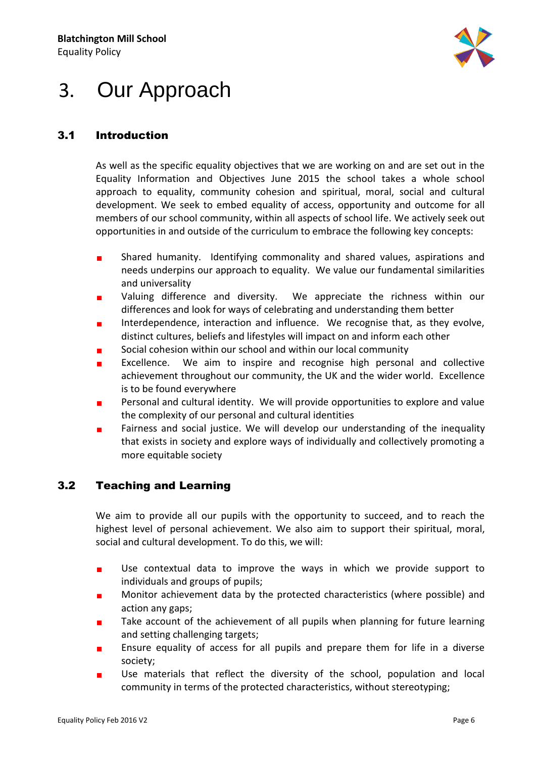# 3. Our Approach

## 3.1 Introduction

As well as the specific equality objectives that we are working on and are set out in the Equality Information and Objectives June 2015 the school takes a whole school approach to equality, community cohesion and spiritual, moral, social and cultural development. We seek to embed equality of access, opportunity and outcome for all members of our school community, within all aspects of school life. We actively seek out opportunities in and outside of the curriculum to embrace the following key concepts:

- Shared humanity. Identifying commonality and shared values, aspirations and needs underpins our approach to equality. We value our fundamental similarities and universality
- Valuing difference and diversity. We appreciate the richness within our differences and look for ways of celebrating and understanding them better
- Interdependence, interaction and influence. We recognise that, as they evolve, distinct cultures, beliefs and lifestyles will impact on and inform each other
- Social cohesion within our school and within our local community
- Excellence. We aim to inspire and recognise high personal and collective achievement throughout our community, the UK and the wider world. Excellence is to be found everywhere
- Personal and cultural identity. We will provide opportunities to explore and value the complexity of our personal and cultural identities
- Fairness and social justice. We will develop our understanding of the inequality that exists in society and explore ways of individually and collectively promoting a more equitable society

## 3.2 Teaching and Learning

We aim to provide all our pupils with the opportunity to succeed, and to reach the highest level of personal achievement. We also aim to support their spiritual, moral, social and cultural development. To do this, we will:

- Use contextual data to improve the ways in which we provide support to individuals and groups of pupils;
- Monitor achievement data by the protected characteristics (where possible) and action any gaps;
- Take account of the achievement of all pupils when planning for future learning and setting challenging targets;
- Ensure equality of access for all pupils and prepare them for life in a diverse society;
- Use materials that reflect the diversity of the school, population and local community in terms of the protected characteristics, without stereotyping;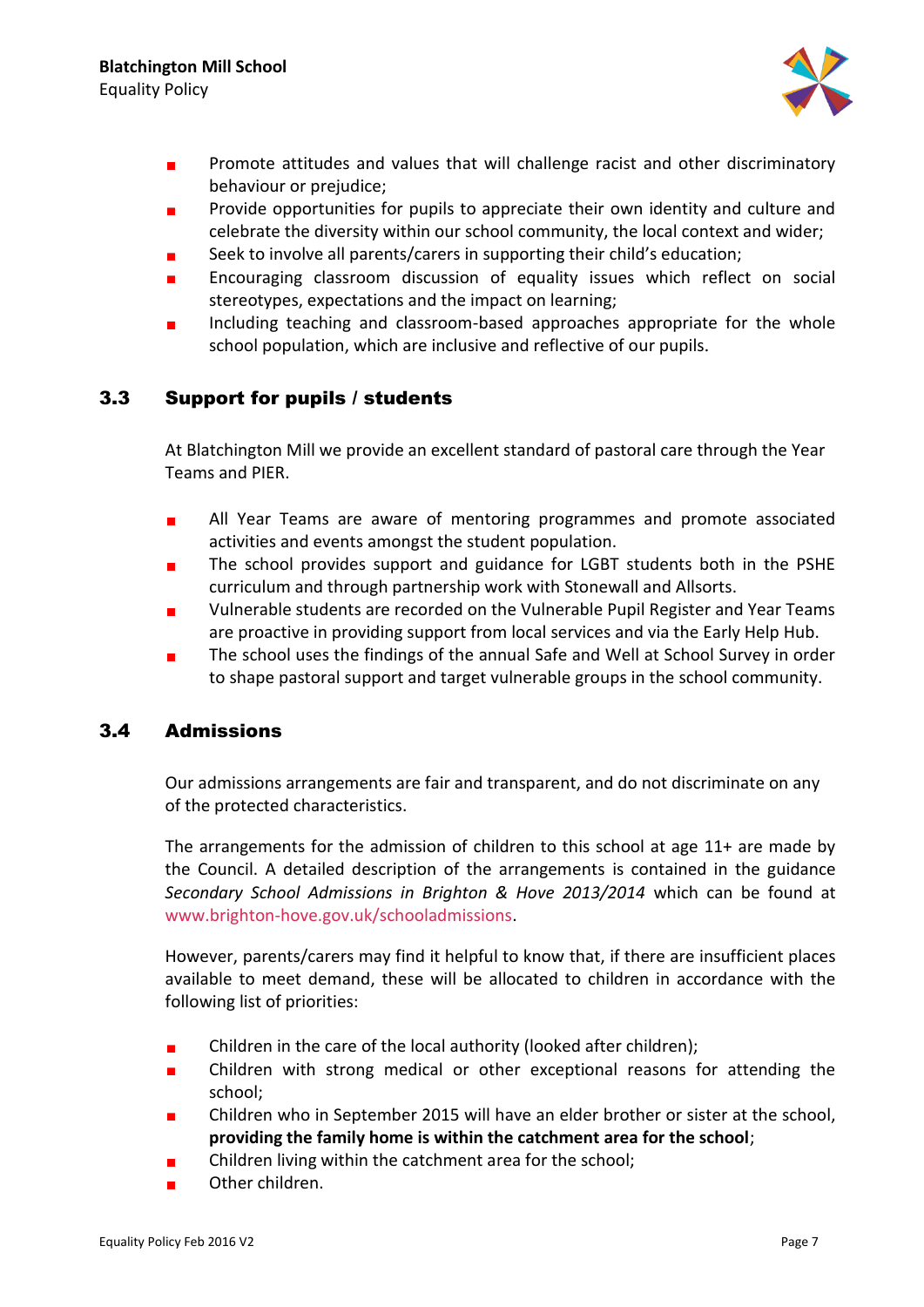- Promote attitudes and values that will challenge racist and other discriminatory behaviour or prejudice;
- Provide opportunities for pupils to appreciate their own identity and culture and celebrate the diversity within our school community, the local context and wider;
- Seek to involve all parents/carers in supporting their child's education;
- Encouraging classroom discussion of equality issues which reflect on social stereotypes, expectations and the impact on learning;
- Including teaching and classroom-based approaches appropriate for the whole school population, which are inclusive and reflective of our pupils.

### 3.3 Support for pupils / students

At Blatchington Mill we provide an excellent standard of pastoral care through the Year Teams and PIER.

- All Year Teams are aware of mentoring programmes and promote associated activities and events amongst the student population.
- The school provides support and guidance for LGBT students both in the PSHE curriculum and through partnership work with Stonewall and Allsorts.
- Vulnerable students are recorded on the Vulnerable Pupil Register and Year Teams are proactive in providing support from local services and via the Early Help Hub.
- The school uses the findings of the annual Safe and Well at School Survey in order to shape pastoral support and target vulnerable groups in the school community.

### 3.4 Admissions

Our admissions arrangements are fair and transparent, and do not discriminate on any of the protected characteristics.

The arrangements for the admission of children to this school at age 11+ are made by the Council. A detailed description of the arrangements is contained in the guidance *Secondary School Admissions in Brighton & Hove 2013/2014* which can be found at www.brighton-hove.gov.uk/schooladmissions.

However, parents/carers may find it helpful to know that, if there are insufficient places available to meet demand, these will be allocated to children in accordance with the following list of priorities:

- Children in the care of the local authority (looked after children);
- Children with strong medical or other exceptional reasons for attending the school;
- Children who in September 2015 will have an elder brother or sister at the school, **providing the family home is within the catchment area for the school**;
- Children living within the catchment area for the school;
- Other children.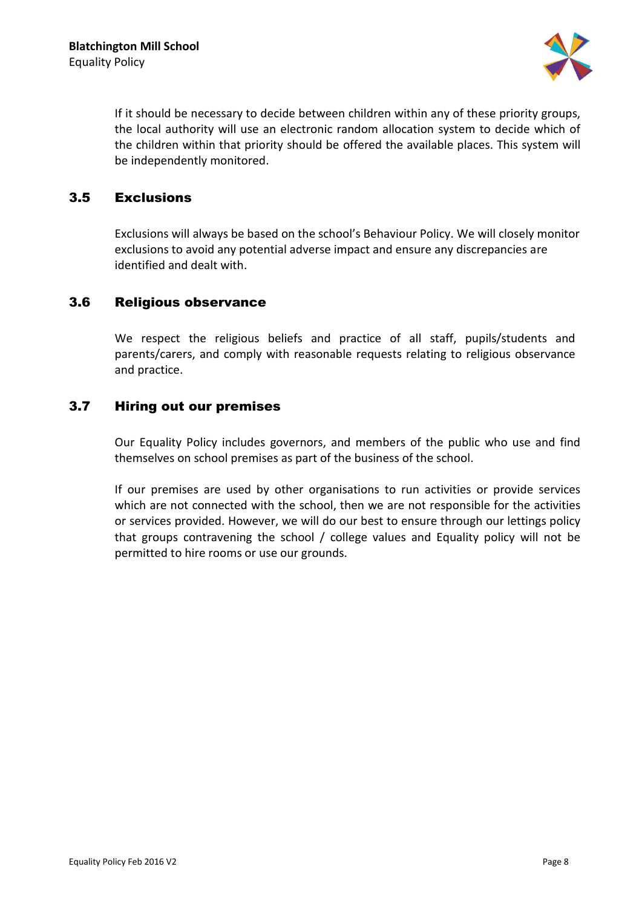If it should be necessary to decide between children within any of these priority groups, the local authority will use an electronic random allocation system to decide which of the children within that priority should be offered the available places. This system will be independently monitored.

### 3.5 Exclusions

Exclusions will always be based on the school's Behaviour Policy. We will closely monitor exclusions to avoid any potential adverse impact and ensure any discrepancies are identified and dealt with.

### 3.6 Religious observance

We respect the religious beliefs and practice of all staff, pupils/students and parents/carers, and comply with reasonable requests relating to religious observance and practice.

### 3.7 Hiring out our premises

Our Equality Policy includes governors, and members of the public who use and find themselves on school premises as part of the business of the school.

If our premises are used by other organisations to run activities or provide services which are not connected with the school, then we are not responsible for the activities or services provided. However, we will do our best to ensure through our lettings policy that groups contravening the school / college values and Equality policy will not be permitted to hire rooms or use our grounds.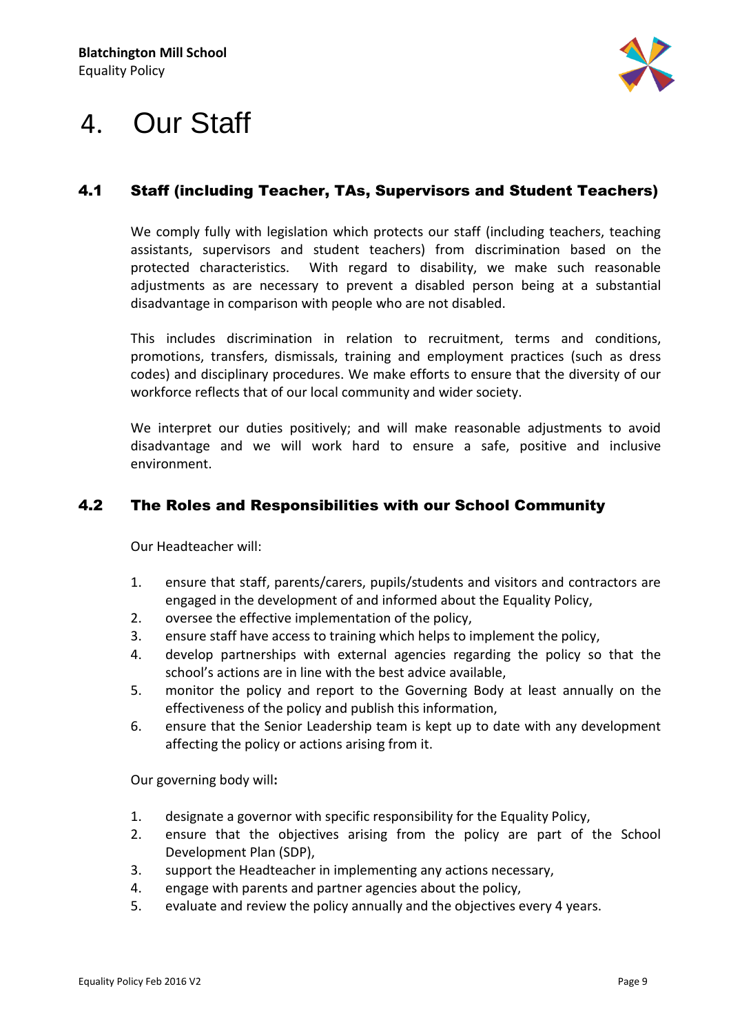# 4. Our Staff

## 4.1 Staff (including Teacher, TAs, Supervisors and Student Teachers)

We comply fully with legislation which protects our staff (including teachers, teaching assistants, supervisors and student teachers) from discrimination based on the protected characteristics. With regard to disability, we make such reasonable adjustments as are necessary to prevent a disabled person being at a substantial disadvantage in comparison with people who are not disabled.

This includes discrimination in relation to recruitment, terms and conditions, promotions, transfers, dismissals, training and employment practices (such as dress codes) and disciplinary procedures. We make efforts to ensure that the diversity of our workforce reflects that of our local community and wider society.

We interpret our duties positively; and will make reasonable adjustments to avoid disadvantage and we will work hard to ensure a safe, positive and inclusive environment.

## 4.2 The Roles and Responsibilities with our School Community

Our Headteacher will:

1. ensure that staff, parents/carers, pupils/students and visitors and contractors are engaged in the development of and informed about the Equality Policy,
2. oversee the effective implementation of the policy,
3. ensure staff have access to training which helps to implement the policy,
4. develop partnerships with external agencies regarding the policy so that the school's actions are in line with the best advice available,
5. monitor the policy and report to the Governing Body at least annually on the effectiveness of the policy and publish this information,
6. ensure that the Senior Leadership team is kept up to date with any development affecting the policy or actions arising from it.

Our governing body will**:**

1. designate a governor with specific responsibility for the Equality Policy,
2. ensure that the objectives arising from the policy are part of the School Development Plan (SDP),
3. support the Headteacher in implementing any actions necessary,
4. engage with parents and partner agencies about the policy,
5. evaluate and review the policy annually and the objectives every 4 years.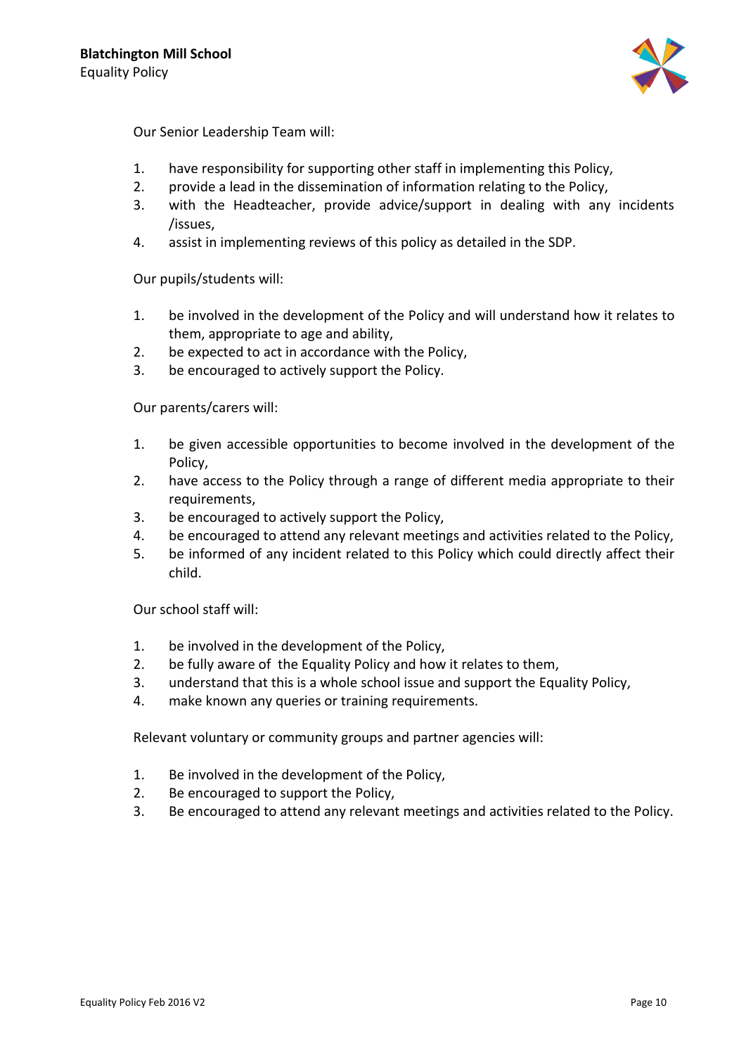Our Senior Leadership Team will:

1. have responsibility for supporting other staff in implementing this Policy,
2. provide a lead in the dissemination of information relating to the Policy,
3. with the Headteacher, provide advice/support in dealing with any incidents /issues,
4. assist in implementing reviews of this policy as detailed in the SDP.

Our pupils/students will:

1. be involved in the development of the Policy and will understand how it relates to them, appropriate to age and ability,
2. be expected to act in accordance with the Policy,
3. be encouraged to actively support the Policy.

Our parents/carers will:

1. be given accessible opportunities to become involved in the development of the Policy,
2. have access to the Policy through a range of different media appropriate to their requirements,
3. be encouraged to actively support the Policy,
4. be encouraged to attend any relevant meetings and activities related to the Policy,
5. be informed of any incident related to this Policy which could directly affect their child.

Our school staff will:

1. be involved in the development of the Policy,
2. be fully aware of the Equality Policy and how it relates to them,
3. understand that this is a whole school issue and support the Equality Policy,
4. make known any queries or training requirements.

Relevant voluntary or community groups and partner agencies will:

1. Be involved in the development of the Policy,
2. Be encouraged to support the Policy,
3. Be encouraged to attend any relevant meetings and activities related to the Policy.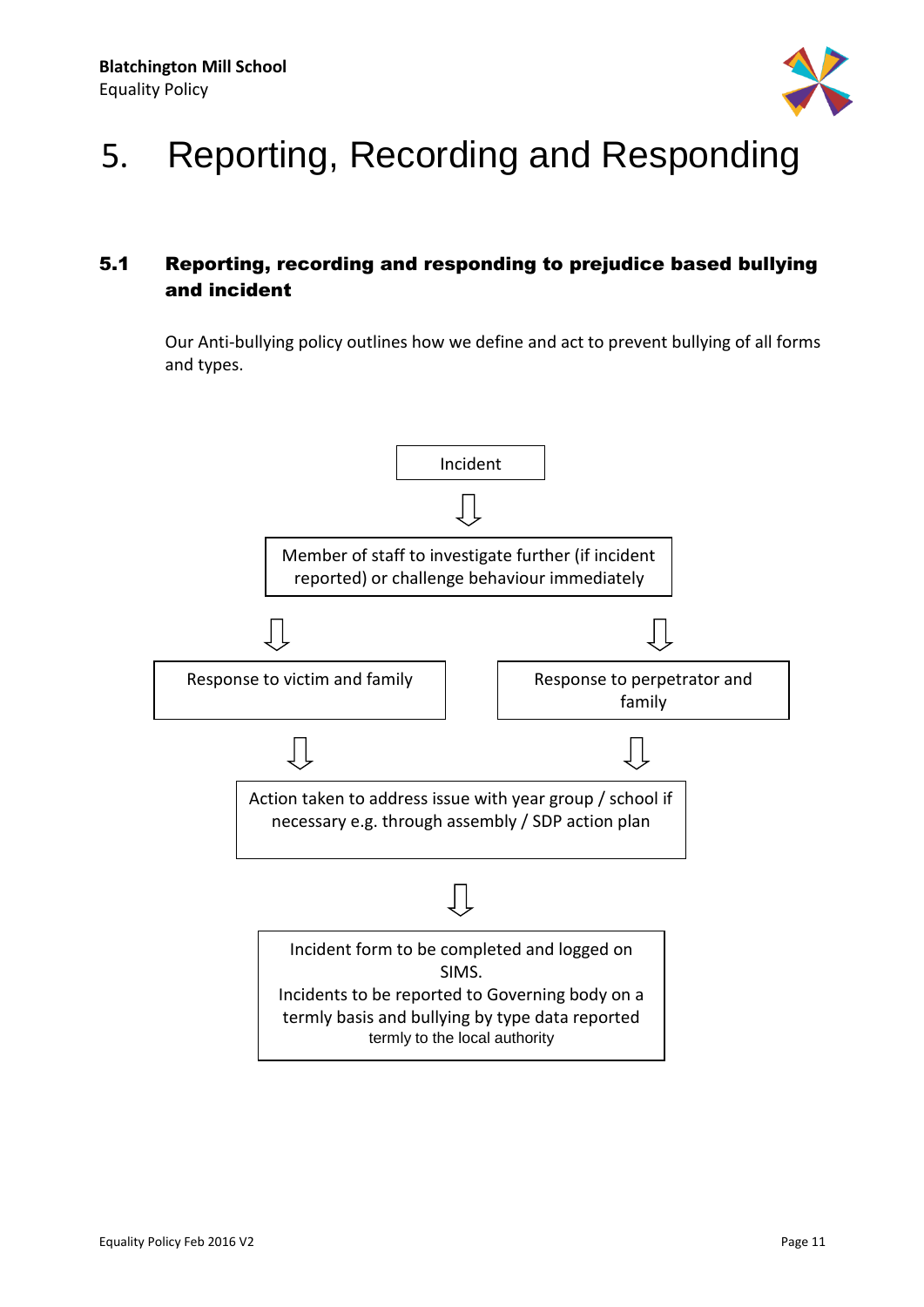# 5. Reporting, Recording and Responding

## 5.1 Reporting, recording and responding to prejudice based bullying and incident

Our Anti-bullying policy outlines how we define and act to prevent bullying of all forms and types.

Incident

⇩

Member of staff to investigate further (if incident reported) or challenge behaviour immediately

⇩ ⇩

Response to victim and family

Response to perpetrator and family

⇩ ⇩

Action taken to address issue with year group / school if necessary e.g. through assembly / SDP action plan

⇩

Incident form to be completed and logged on SIMS.
Incidents to be reported to Governing body on a termly basis and bullying by type data reported termly to the local authority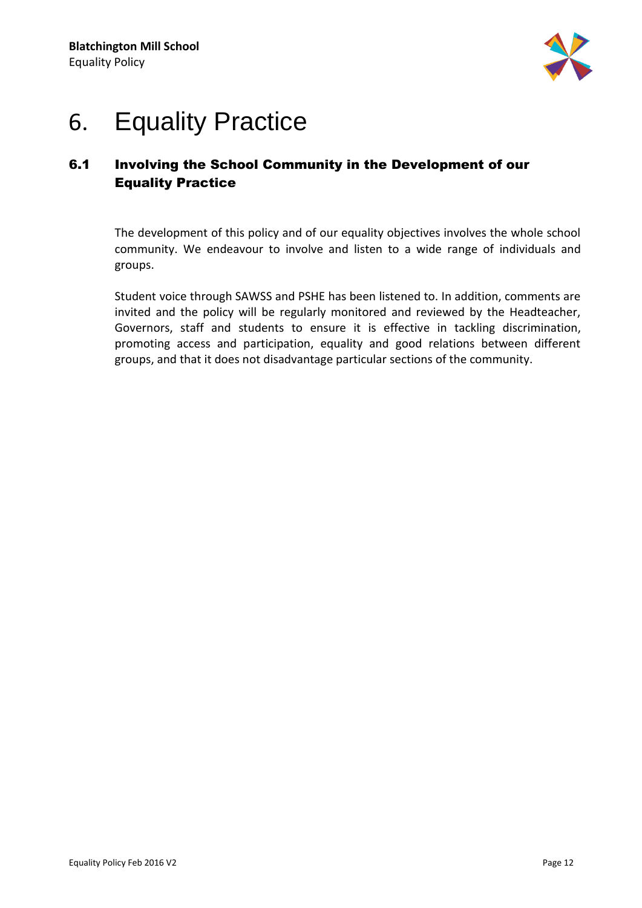# 6. Equality Practice

## 6.1 Involving the School Community in the Development of our Equality Practice

The development of this policy and of our equality objectives involves the whole school community. We endeavour to involve and listen to a wide range of individuals and groups.

Student voice through SAWSS and PSHE has been listened to. In addition, comments are invited and the policy will be regularly monitored and reviewed by the Headteacher, Governors, staff and students to ensure it is effective in tackling discrimination, promoting access and participation, equality and good relations between different groups, and that it does not disadvantage particular sections of the community.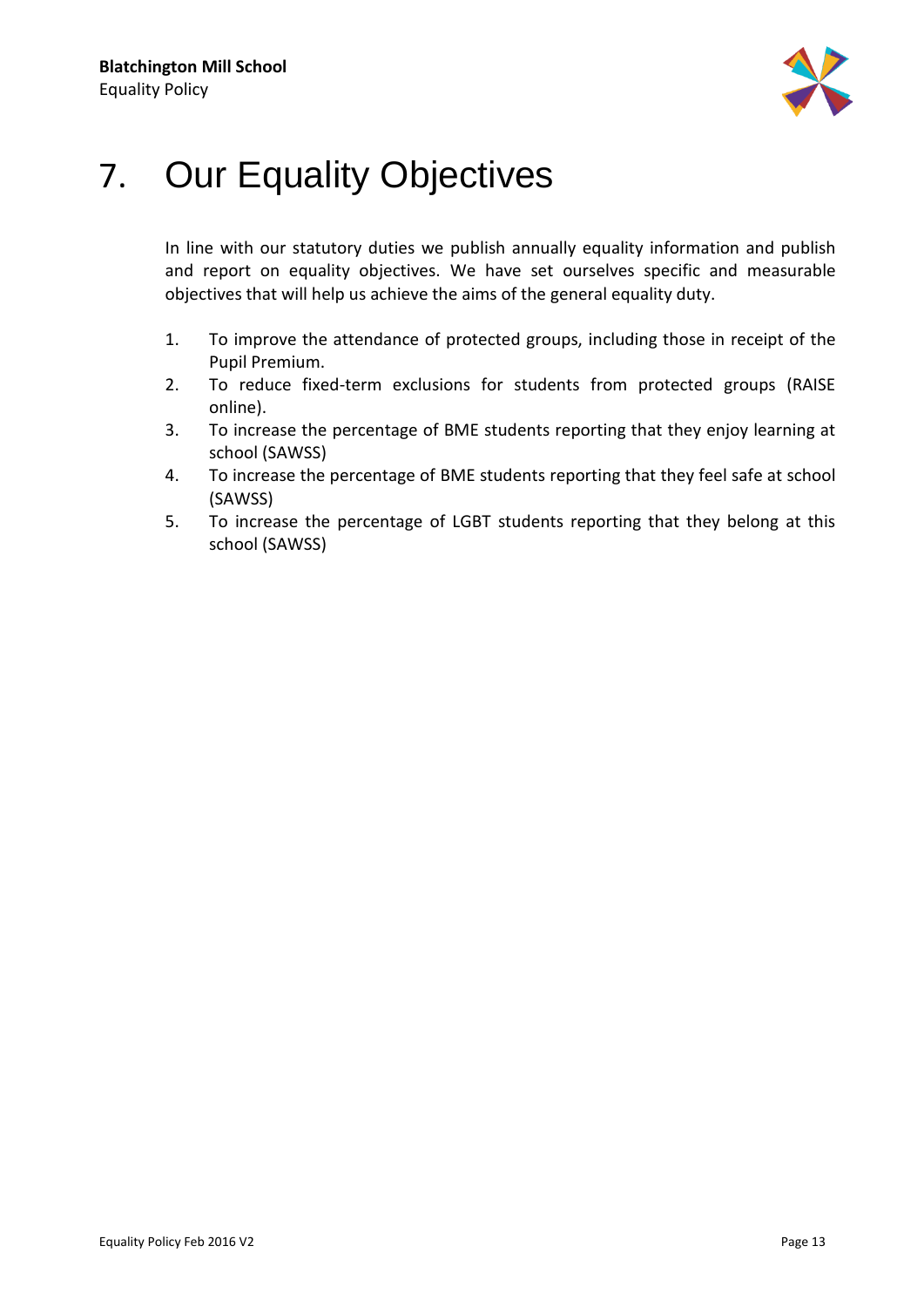# 7. Our Equality Objectives

In line with our statutory duties we publish annually equality information and publish and report on equality objectives. We have set ourselves specific and measurable objectives that will help us achieve the aims of the general equality duty.

1. To improve the attendance of protected groups, including those in receipt of the Pupil Premium.
2. To reduce fixed-term exclusions for students from protected groups (RAISE online).
3. To increase the percentage of BME students reporting that they enjoy learning at school (SAWSS)
4. To increase the percentage of BME students reporting that they feel safe at school (SAWSS)
5. To increase the percentage of LGBT students reporting that they belong at this school (SAWSS)